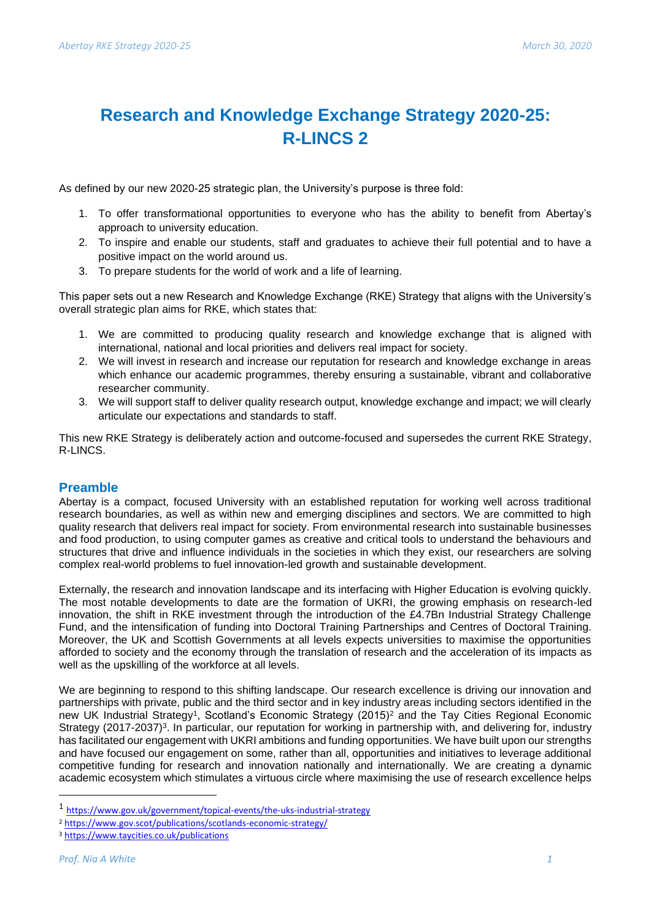# Research and Knowledge Exchange Strategy 2020-25: R-LINCS 2

As defined by our new 2020-25 strategic plan, the University's purpose is three fold:

1. To offer transformational opportunities to everyone who has the ability to benefit from Abertay's approach to university education.
2. To inspire and enable our students, staff and graduates to achieve their full potential and to have a positive impact on the world around us.
3. To prepare students for the world of work and a life of learning.

This paper sets out a new Research and Knowledge Exchange (RKE) Strategy that aligns with the University's overall strategic plan aims for RKE, which states that:

1. We are committed to producing quality research and knowledge exchange that is aligned with international, national and local priorities and delivers real impact for society.
2. We will invest in research and increase our reputation for research and knowledge exchange in areas which enhance our academic programmes, thereby ensuring a sustainable, vibrant and collaborative researcher community.
3. We will support staff to deliver quality research output, knowledge exchange and impact; we will clearly articulate our expectations and standards to staff.

This new RKE Strategy is deliberately action and outcome-focused and supersedes the current RKE Strategy, R-LINCS.

## Preamble

Abertay is a compact, focused University with an established reputation for working well across traditional research boundaries, as well as within new and emerging disciplines and sectors. We are committed to high quality research that delivers real impact for society. From environmental research into sustainable businesses and food production, to using computer games as creative and critical tools to understand the behaviours and structures that drive and influence individuals in the societies in which they exist, our researchers are solving complex real-world problems to fuel innovation-led growth and sustainable development.

Externally, the research and innovation landscape and its interfacing with Higher Education is evolving quickly. The most notable developments to date are the formation of UKRI, the growing emphasis on research-led innovation, the shift in RKE investment through the introduction of the £4.7Bn Industrial Strategy Challenge Fund, and the intensification of funding into Doctoral Training Partnerships and Centres of Doctoral Training. Moreover, the UK and Scottish Governments at all levels expects universities to maximise the opportunities afforded to society and the economy through the translation of research and the acceleration of its impacts as well as the upskilling of the workforce at all levels.

We are beginning to respond to this shifting landscape. Our research excellence is driving our innovation and partnerships with private, public and the third sector and in key industry areas including sectors identified in the new UK Industrial Strategy[1], Scotland's Economic Strategy (2015)[2] and the Tay Cities Regional Economic Strategy (2017-2037)[3]. In particular, our reputation for working in partnership with, and delivering for, industry has facilitated our engagement with UKRI ambitions and funding opportunities. We have built upon our strengths and have focused our engagement on some, rather than all, opportunities and initiatives to leverage additional competitive funding for research and innovation nationally and internationally. We are creating a dynamic academic ecosystem which stimulates a virtuous circle where maximising the use of research excellence helps

---

[1] https://www.gov.uk/government/topical-events/the-uks-industrial-strategy

[2] https://www.gov.scot/publications/scotlands-economic-strategy/

[3] https://www.taycities.co.uk/publications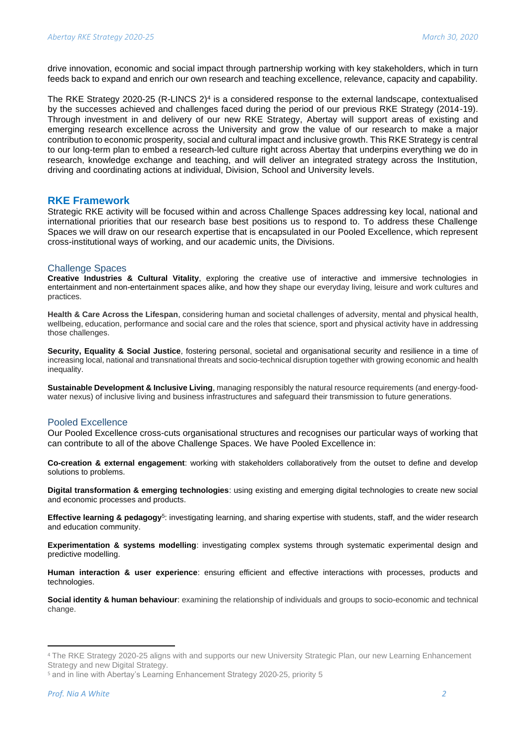drive innovation, economic and social impact through partnership working with key stakeholders, which in turn feeds back to expand and enrich our own research and teaching excellence, relevance, capacity and capability.

The RKE Strategy 2020-25 (R-LINCS 2)[4] is a considered response to the external landscape, contextualised by the successes achieved and challenges faced during the period of our previous RKE Strategy (2014-19). Through investment in and delivery of our new RKE Strategy, Abertay will support areas of existing and emerging research excellence across the University and grow the value of our research to make a major contribution to economic prosperity, social and cultural impact and inclusive growth. This RKE Strategy is central to our long-term plan to embed a research-led culture right across Abertay that underpins everything we do in research, knowledge exchange and teaching, and will deliver an integrated strategy across the Institution, driving and coordinating actions at individual, Division, School and University levels.

## RKE Framework

Strategic RKE activity will be focused within and across Challenge Spaces addressing key local, national and international priorities that our research base best positions us to respond to. To address these Challenge Spaces we will draw on our research expertise that is encapsulated in our Pooled Excellence, which represent cross-institutional ways of working, and our academic units, the Divisions.

### Challenge Spaces

**Creative Industries & Cultural Vitality**, exploring the creative use of interactive and immersive technologies in entertainment and non-entertainment spaces alike, and how they shape our everyday living, leisure and work cultures and practices.

**Health & Care Across the Lifespan**, considering human and societal challenges of adversity, mental and physical health, wellbeing, education, performance and social care and the roles that science, sport and physical activity have in addressing those challenges.

**Security, Equality & Social Justice**, fostering personal, societal and organisational security and resilience in a time of increasing local, national and transnational threats and socio-technical disruption together with growing economic and health inequality.

**Sustainable Development & Inclusive Living**, managing responsibly the natural resource requirements (and energy-food-water nexus) of inclusive living and business infrastructures and safeguard their transmission to future generations.

### Pooled Excellence

Our Pooled Excellence cross-cuts organisational structures and recognises our particular ways of working that can contribute to all of the above Challenge Spaces. We have Pooled Excellence in:

**Co-creation & external engagement**: working with stakeholders collaboratively from the outset to define and develop solutions to problems.

**Digital transformation & emerging technologies**: using existing and emerging digital technologies to create new social and economic processes and products.

**Effective learning & pedagogy**[5]: investigating learning, and sharing expertise with students, staff, and the wider research and education community.

**Experimentation & systems modelling**: investigating complex systems through systematic experimental design and predictive modelling.

**Human interaction & user experience**: ensuring efficient and effective interactions with processes, products and technologies.

**Social identity & human behaviour**: examining the relationship of individuals and groups to socio-economic and technical change.

---

[4] The RKE Strategy 2020-25 aligns with and supports our new University Strategic Plan, our new Learning Enhancement Strategy and new Digital Strategy.

[5] and in line with Abertay's Learning Enhancement Strategy 2020-25, priority 5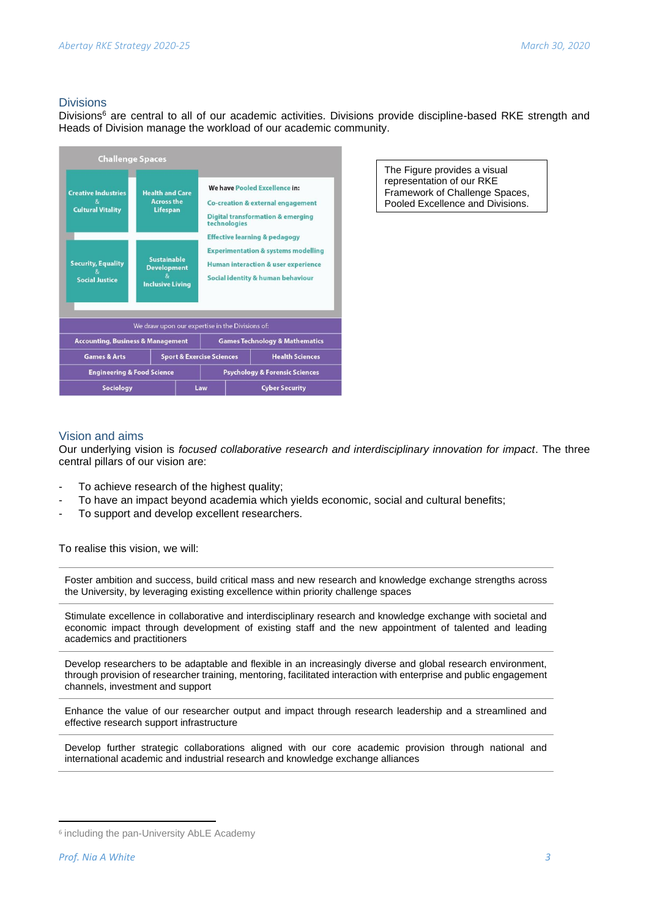## Divisions

Divisions[6] are central to all of our academic activities. Divisions provide discipline-based RKE strength and Heads of Division manage the workload of our academic community.

**Challenge Spaces**

- Creative Industries & Cultural Vitality
- Health and Care Across the Lifespan
- Security, Equality & Social Justice
- Sustainable Development & Inclusive Living

**We have Pooled Excellence in:**

- Co-creation & external engagement
- Digital transformation & emerging technologies
- Effective learning & pedagogy
- Experimentation & systems modelling
- Human interaction & user experience
- Social identity & human behaviour

We draw upon our expertise in the Divisions of:

- Accounting, Business & Management
- Games Technology & Mathematics
- Games & Arts
- Sport & Exercise Sciences
- Health Sciences
- Engineering & Food Science
- Psychology & Forensic Sciences
- Sociology
- Law
- Cyber Security

The Figure provides a visual representation of our RKE Framework of Challenge Spaces, Pooled Excellence and Divisions.

## Vision and aims

Our underlying vision is *focused collaborative research and interdisciplinary innovation for impact*. The three central pillars of our vision are:

- To achieve research of the highest quality;
- To have an impact beyond academia which yields economic, social and cultural benefits;
- To support and develop excellent researchers.

To realise this vision, we will:

Foster ambition and success, build critical mass and new research and knowledge exchange strengths across the University, by leveraging existing excellence within priority challenge spaces

Stimulate excellence in collaborative and interdisciplinary research and knowledge exchange with societal and economic impact through development of existing staff and the new appointment of talented and leading academics and practitioners

Develop researchers to be adaptable and flexible in an increasingly diverse and global research environment, through provision of researcher training, mentoring, facilitated interaction with enterprise and public engagement channels, investment and support

Enhance the value of our researcher output and impact through research leadership and a streamlined and effective research support infrastructure

Develop further strategic collaborations aligned with our core academic provision through national and international academic and industrial research and knowledge exchange alliances

---

[6] including the pan-University AbLE Academy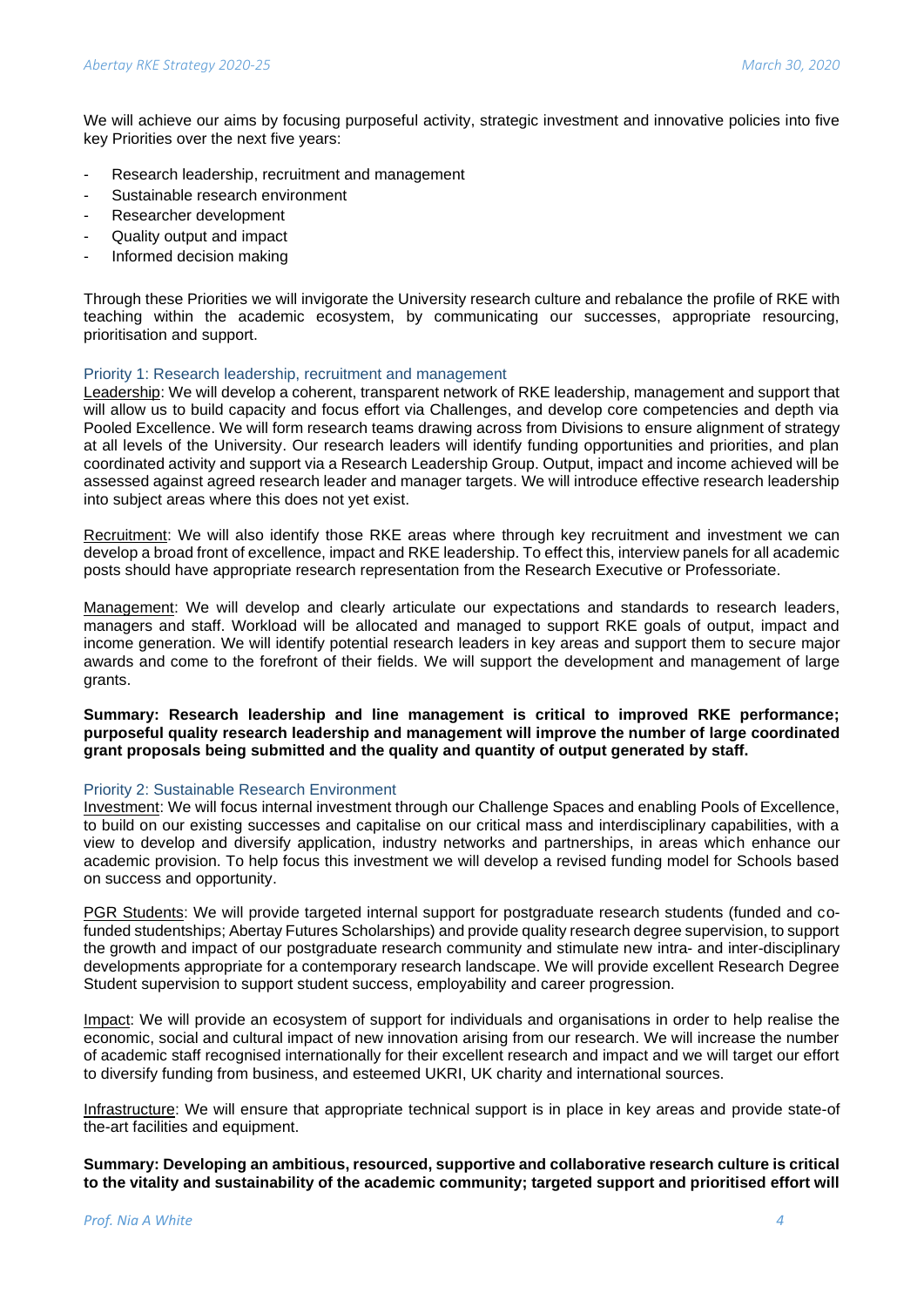We will achieve our aims by focusing purposeful activity, strategic investment and innovative policies into five key Priorities over the next five years:

- Research leadership, recruitment and management
- Sustainable research environment
- Researcher development
- Quality output and impact
- Informed decision making

Through these Priorities we will invigorate the University research culture and rebalance the profile of RKE with teaching within the academic ecosystem, by communicating our successes, appropriate resourcing, prioritisation and support.

### Priority 1: Research leadership, recruitment and management

Leadership: We will develop a coherent, transparent network of RKE leadership, management and support that will allow us to build capacity and focus effort via Challenges, and develop core competencies and depth via Pooled Excellence. We will form research teams drawing across from Divisions to ensure alignment of strategy at all levels of the University. Our research leaders will identify funding opportunities and priorities, and plan coordinated activity and support via a Research Leadership Group. Output, impact and income achieved will be assessed against agreed research leader and manager targets. We will introduce effective research leadership into subject areas where this does not yet exist.

Recruitment: We will also identify those RKE areas where through key recruitment and investment we can develop a broad front of excellence, impact and RKE leadership. To effect this, interview panels for all academic posts should have appropriate research representation from the Research Executive or Professoriate.

Management: We will develop and clearly articulate our expectations and standards to research leaders, managers and staff. Workload will be allocated and managed to support RKE goals of output, impact and income generation. We will identify potential research leaders in key areas and support them to secure major awards and come to the forefront of their fields. We will support the development and management of large grants.

**Summary: Research leadership and line management is critical to improved RKE performance; purposeful quality research leadership and management will improve the number of large coordinated grant proposals being submitted and the quality and quantity of output generated by staff.**

### Priority 2: Sustainable Research Environment

Investment: We will focus internal investment through our Challenge Spaces and enabling Pools of Excellence, to build on our existing successes and capitalise on our critical mass and interdisciplinary capabilities, with a view to develop and diversify application, industry networks and partnerships, in areas which enhance our academic provision. To help focus this investment we will develop a revised funding model for Schools based on success and opportunity.

PGR Students: We will provide targeted internal support for postgraduate research students (funded and co-funded studentships; Abertay Futures Scholarships) and provide quality research degree supervision, to support the growth and impact of our postgraduate research community and stimulate new intra- and inter-disciplinary developments appropriate for a contemporary research landscape. We will provide excellent Research Degree Student supervision to support student success, employability and career progression.

Impact: We will provide an ecosystem of support for individuals and organisations in order to help realise the economic, social and cultural impact of new innovation arising from our research. We will increase the number of academic staff recognised internationally for their excellent research and impact and we will target our effort to diversify funding from business, and esteemed UKRI, UK charity and international sources.

Infrastructure: We will ensure that appropriate technical support is in place in key areas and provide state-of the-art facilities and equipment.

**Summary: Developing an ambitious, resourced, supportive and collaborative research culture is critical to the vitality and sustainability of the academic community; targeted support and prioritised effort will**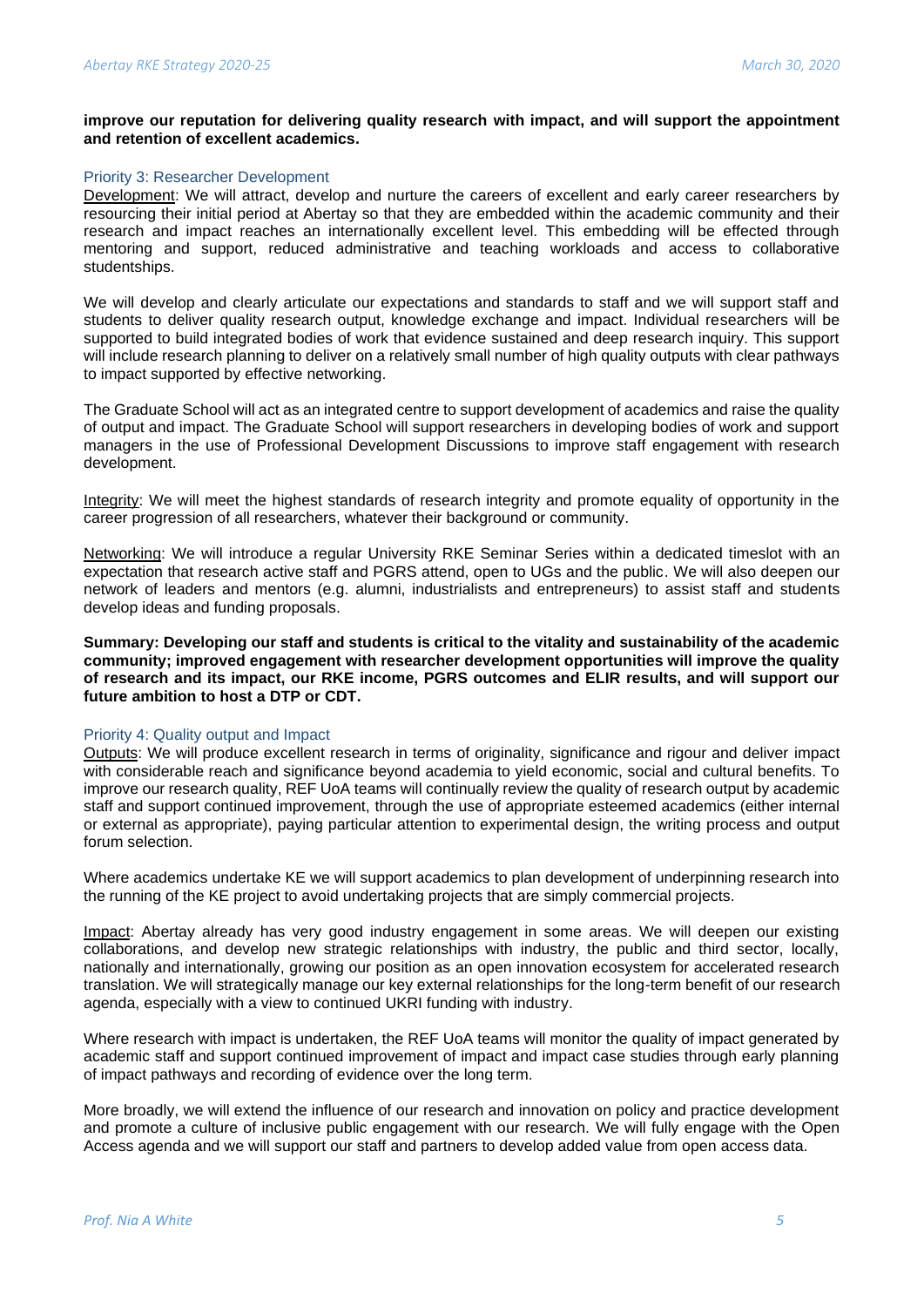**improve our reputation for delivering quality research with impact, and will support the appointment and retention of excellent academics.**

### Priority 3: Researcher Development

Development: We will attract, develop and nurture the careers of excellent and early career researchers by resourcing their initial period at Abertay so that they are embedded within the academic community and their research and impact reaches an internationally excellent level. This embedding will be effected through mentoring and support, reduced administrative and teaching workloads and access to collaborative studentships.

We will develop and clearly articulate our expectations and standards to staff and we will support staff and students to deliver quality research output, knowledge exchange and impact. Individual researchers will be supported to build integrated bodies of work that evidence sustained and deep research inquiry. This support will include research planning to deliver on a relatively small number of high quality outputs with clear pathways to impact supported by effective networking.

The Graduate School will act as an integrated centre to support development of academics and raise the quality of output and impact. The Graduate School will support researchers in developing bodies of work and support managers in the use of Professional Development Discussions to improve staff engagement with research development.

Integrity: We will meet the highest standards of research integrity and promote equality of opportunity in the career progression of all researchers, whatever their background or community.

Networking: We will introduce a regular University RKE Seminar Series within a dedicated timeslot with an expectation that research active staff and PGRS attend, open to UGs and the public. We will also deepen our network of leaders and mentors (e.g. alumni, industrialists and entrepreneurs) to assist staff and students develop ideas and funding proposals.

**Summary: Developing our staff and students is critical to the vitality and sustainability of the academic community; improved engagement with researcher development opportunities will improve the quality of research and its impact, our RKE income, PGRS outcomes and ELIR results, and will support our future ambition to host a DTP or CDT.**

### Priority 4: Quality output and Impact

Outputs: We will produce excellent research in terms of originality, significance and rigour and deliver impact with considerable reach and significance beyond academia to yield economic, social and cultural benefits. To improve our research quality, REF UoA teams will continually review the quality of research output by academic staff and support continued improvement, through the use of appropriate esteemed academics (either internal or external as appropriate), paying particular attention to experimental design, the writing process and output forum selection.

Where academics undertake KE we will support academics to plan development of underpinning research into the running of the KE project to avoid undertaking projects that are simply commercial projects.

Impact: Abertay already has very good industry engagement in some areas. We will deepen our existing collaborations, and develop new strategic relationships with industry, the public and third sector, locally, nationally and internationally, growing our position as an open innovation ecosystem for accelerated research translation. We will strategically manage our key external relationships for the long-term benefit of our research agenda, especially with a view to continued UKRI funding with industry.

Where research with impact is undertaken, the REF UoA teams will monitor the quality of impact generated by academic staff and support continued improvement of impact and impact case studies through early planning of impact pathways and recording of evidence over the long term.

More broadly, we will extend the influence of our research and innovation on policy and practice development and promote a culture of inclusive public engagement with our research. We will fully engage with the Open Access agenda and we will support our staff and partners to develop added value from open access data.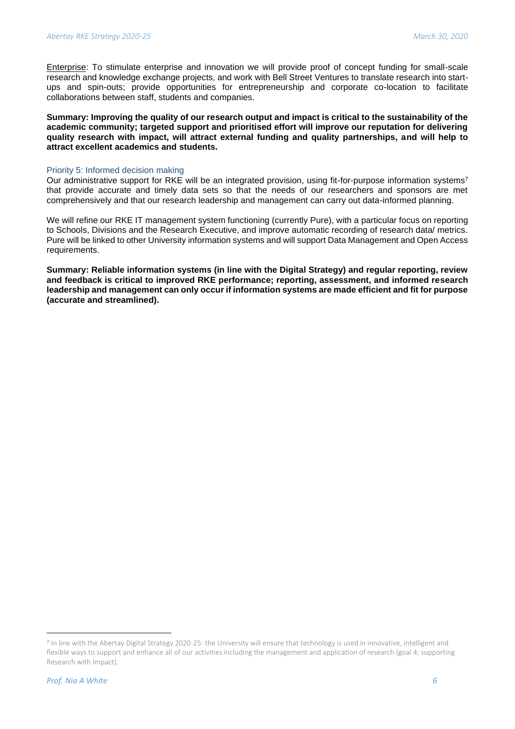Enterprise: To stimulate enterprise and innovation we will provide proof of concept funding for small-scale research and knowledge exchange projects, and work with Bell Street Ventures to translate research into start-ups and spin-outs; provide opportunities for entrepreneurship and corporate co-location to facilitate collaborations between staff, students and companies.

**Summary: Improving the quality of our research output and impact is critical to the sustainability of the academic community; targeted support and prioritised effort will improve our reputation for delivering quality research with impact, will attract external funding and quality partnerships, and will help to attract excellent academics and students.**

### Priority 5: Informed decision making

Our administrative support for RKE will be an integrated provision, using fit-for-purpose information systems[7] that provide accurate and timely data sets so that the needs of our researchers and sponsors are met comprehensively and that our research leadership and management can carry out data-informed planning.

We will refine our RKE IT management system functioning (currently Pure), with a particular focus on reporting to Schools, Divisions and the Research Executive, and improve automatic recording of research data/ metrics. Pure will be linked to other University information systems and will support Data Management and Open Access requirements.

**Summary: Reliable information systems (in line with the Digital Strategy) and regular reporting, review and feedback is critical to improved RKE performance; reporting, assessment, and informed research leadership and management can only occur if information systems are made efficient and fit for purpose (accurate and streamlined).**

---

[7] In line with the Abertay Digital Strategy 2020-25: the University will ensure that technology is used in innovative, intelligent and flexible ways to support and enhance all of our activities including the management and application of research (goal 4; supporting Research with Impact).